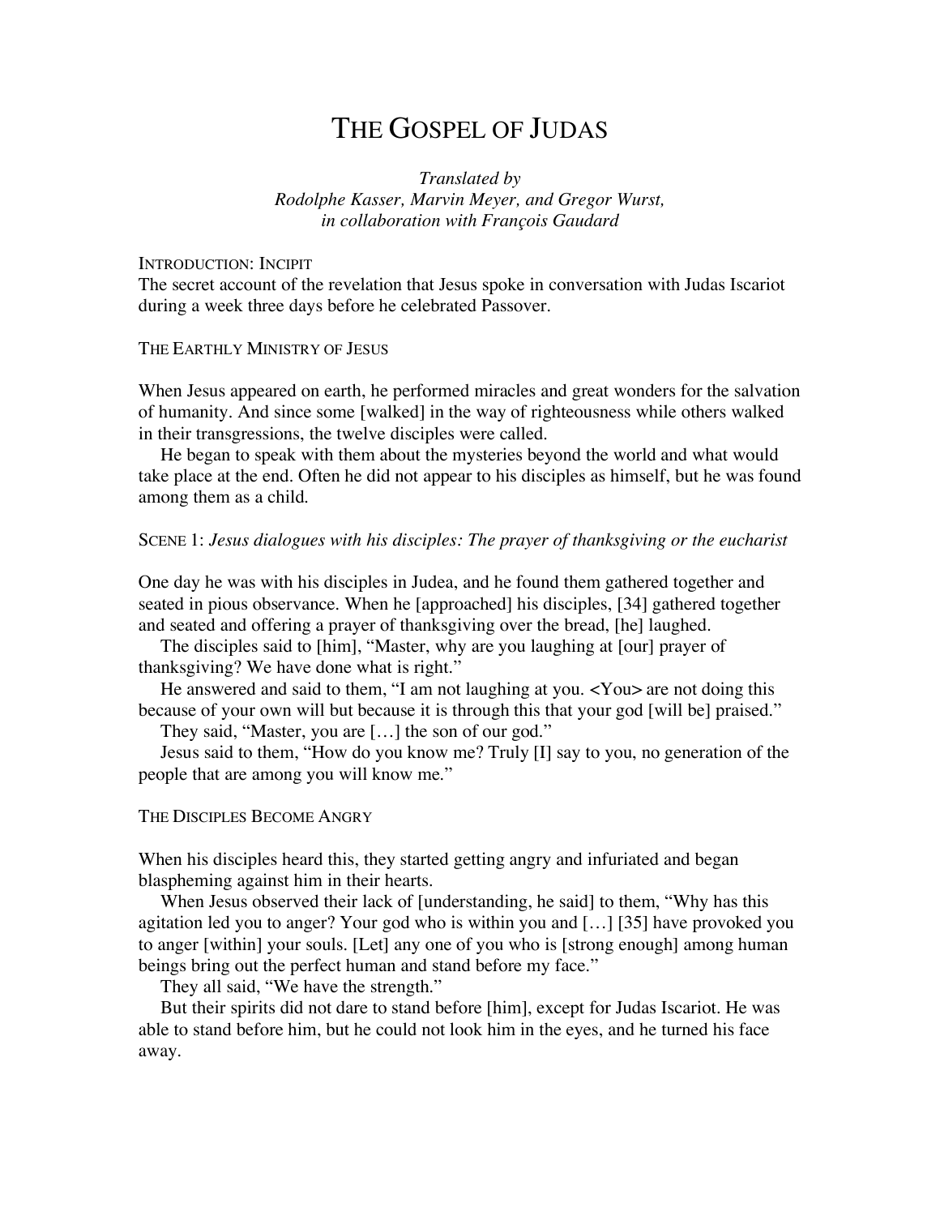# THE GOSPEL OF JUDAS

*Translated by*
*Rodolphe Kasser, Marvin Meyer, and Gregor Wurst,*
*in collaboration with François Gaudard*

## INTRODUCTION: INCIPIT

The secret account of the revelation that Jesus spoke in conversation with Judas Iscariot during a week three days before he celebrated Passover.

## THE EARTHLY MINISTRY OF JESUS

When Jesus appeared on earth, he performed miracles and great wonders for the salvation of humanity. And since some [walked] in the way of righteousness while others walked in their transgressions, the twelve disciples were called.

He began to speak with them about the mysteries beyond the world and what would take place at the end. Often he did not appear to his disciples as himself, but he was found among them as a child.

## SCENE 1: *Jesus dialogues with his disciples: The prayer of thanksgiving or the eucharist*

One day he was with his disciples in Judea, and he found them gathered together and seated in pious observance. When he [approached] his disciples, [34] gathered together and seated and offering a prayer of thanksgiving over the bread, [he] laughed.

The disciples said to [him], "Master, why are you laughing at [our] prayer of thanksgiving? We have done what is right."

He answered and said to them, "I am not laughing at you. <You> are not doing this because of your own will but because it is through this that your god [will be] praised."

They said, "Master, you are […] the son of our god."

Jesus said to them, "How do you know me? Truly [I] say to you, no generation of the people that are among you will know me."

## THE DISCIPLES BECOME ANGRY

When his disciples heard this, they started getting angry and infuriated and began blaspheming against him in their hearts.

When Jesus observed their lack of [understanding, he said] to them, "Why has this agitation led you to anger? Your god who is within you and […] [35] have provoked you to anger [within] your souls. [Let] any one of you who is [strong enough] among human beings bring out the perfect human and stand before my face."

They all said, "We have the strength."

But their spirits did not dare to stand before [him], except for Judas Iscariot. He was able to stand before him, but he could not look him in the eyes, and he turned his face away.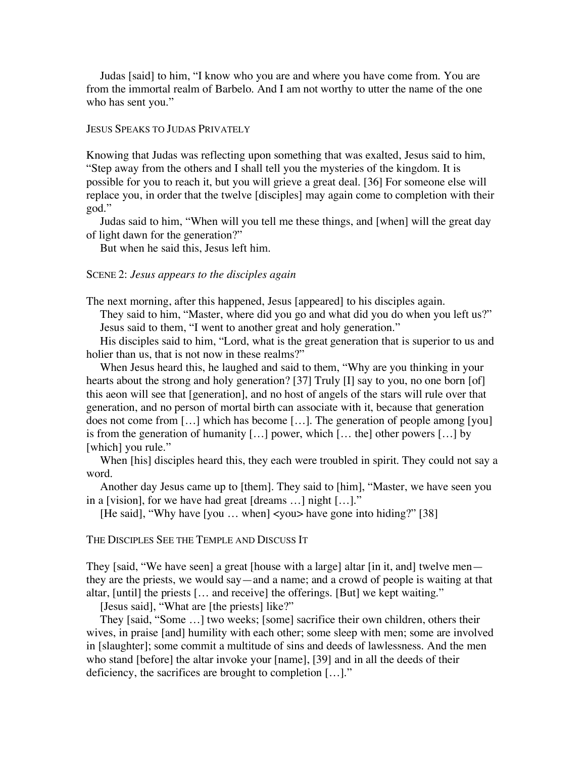Judas [said] to him, "I know who you are and where you have come from. You are from the immortal realm of Barbelo. And I am not worthy to utter the name of the one who has sent you."

### Jesus Speaks to Judas Privately

Knowing that Judas was reflecting upon something that was exalted, Jesus said to him, "Step away from the others and I shall tell you the mysteries of the kingdom. It is possible for you to reach it, but you will grieve a great deal. [36] For someone else will replace you, in order that the twelve [disciples] may again come to completion with their god."

Judas said to him, "When will you tell me these things, and [when] will the great day of light dawn for the generation?"

But when he said this, Jesus left him.

### Scene 2: *Jesus appears to the disciples again*

The next morning, after this happened, Jesus [appeared] to his disciples again.

They said to him, "Master, where did you go and what did you do when you left us?"

Jesus said to them, "I went to another great and holy generation."

His disciples said to him, "Lord, what is the great generation that is superior to us and holier than us, that is not now in these realms?"

When Jesus heard this, he laughed and said to them, "Why are you thinking in your hearts about the strong and holy generation? [37] Truly [I] say to you, no one born [of] this aeon will see that [generation], and no host of angels of the stars will rule over that generation, and no person of mortal birth can associate with it, because that generation does not come from […] which has become […]. The generation of people among [you] is from the generation of humanity […] power, which [… the] other powers […] by [which] you rule."

When [his] disciples heard this, they each were troubled in spirit. They could not say a word.

Another day Jesus came up to [them]. They said to [him], "Master, we have seen you in a [vision], for we have had great [dreams …] night […]."

[He said], "Why have [you … when] <you> have gone into hiding?" [38]

### The Disciples See the Temple and Discuss It

They [said, "We have seen] a great [house with a large] altar [in it, and] twelve men—they are the priests, we would say—and a name; and a crowd of people is waiting at that altar, [until] the priests [… and receive] the offerings. [But] we kept waiting."

[Jesus said], "What are [the priests] like?"

They [said, "Some …] two weeks; [some] sacrifice their own children, others their wives, in praise [and] humility with each other; some sleep with men; some are involved in [slaughter]; some commit a multitude of sins and deeds of lawlessness. And the men who stand [before] the altar invoke your [name], [39] and in all the deeds of their deficiency, the sacrifices are brought to completion […]."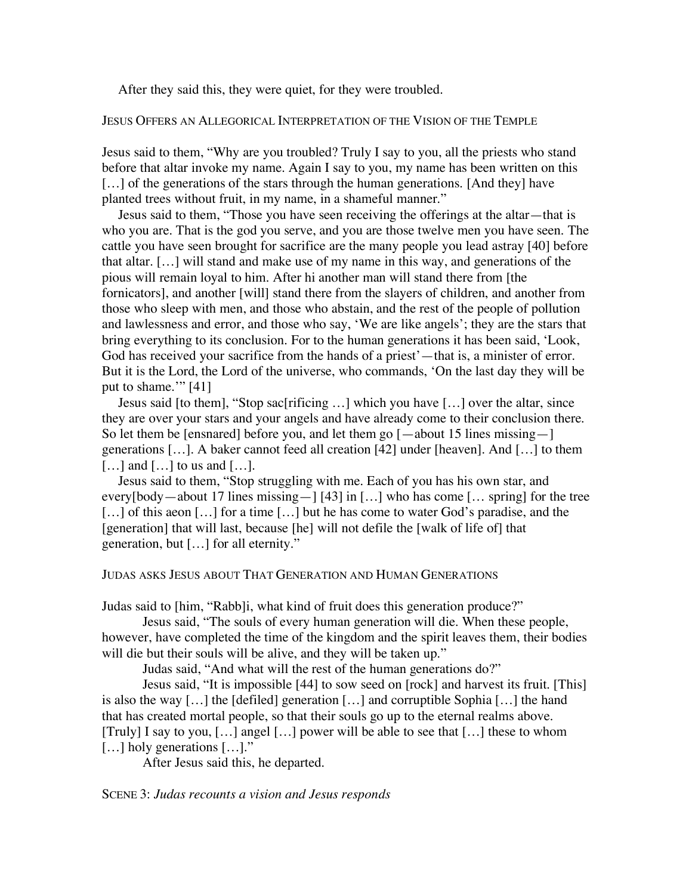After they said this, they were quiet, for they were troubled.

JESUS OFFERS AN ALLEGORICAL INTERPRETATION OF THE VISION OF THE TEMPLE

Jesus said to them, "Why are you troubled? Truly I say to you, all the priests who stand before that altar invoke my name. Again I say to you, my name has been written on this [...] of the generations of the stars through the human generations. [And they] have planted trees without fruit, in my name, in a shameful manner."

Jesus said to them, "Those you have seen receiving the offerings at the altar—that is who you are. That is the god you serve, and you are those twelve men you have seen. The cattle you have seen brought for sacrifice are the many people you lead astray [40] before that altar. [...] will stand and make use of my name in this way, and generations of the pious will remain loyal to him. After hi another man will stand there from [the fornicators], and another [will] stand there from the slayers of children, and another from those who sleep with men, and those who abstain, and the rest of the people of pollution and lawlessness and error, and those who say, 'We are like angels'; they are the stars that bring everything to its conclusion. For to the human generations it has been said, 'Look, God has received your sacrifice from the hands of a priest'—that is, a minister of error. But it is the Lord, the Lord of the universe, who commands, 'On the last day they will be put to shame.'" [41]

Jesus said [to them], "Stop sac[rificing ...] which you have [...] over the altar, since they are over your stars and your angels and have already come to their conclusion there. So let them be [ensnared] before you, and let them go [—about 15 lines missing—] generations [...]. A baker cannot feed all creation [42] under [heaven]. And [...] to them [...] and [...] to us and [...].

Jesus said to them, "Stop struggling with me. Each of you has his own star, and every[body—about 17 lines missing—] [43] in [...] who has come [... spring] for the tree [...] of this aeon [...] for a time [...] but he has come to water God's paradise, and the [generation] that will last, because [he] will not defile the [walk of life of] that generation, but [...] for all eternity."

JUDAS ASKS JESUS ABOUT THAT GENERATION AND HUMAN GENERATIONS

Judas said to [him, "Rabb]i, what kind of fruit does this generation produce?"

Jesus said, "The souls of every human generation will die. When these people, however, have completed the time of the kingdom and the spirit leaves them, their bodies will die but their souls will be alive, and they will be taken up."

Judas said, "And what will the rest of the human generations do?"

Jesus said, "It is impossible [44] to sow seed on [rock] and harvest its fruit. [This] is also the way [...] the [defiled] generation [...] and corruptible Sophia [...] the hand that has created mortal people, so that their souls go up to the eternal realms above. [Truly] I say to you, [...] angel [...] power will be able to see that [...] these to whom [...] holy generations [...]."

After Jesus said this, he departed.

SCENE 3: *Judas recounts a vision and Jesus responds*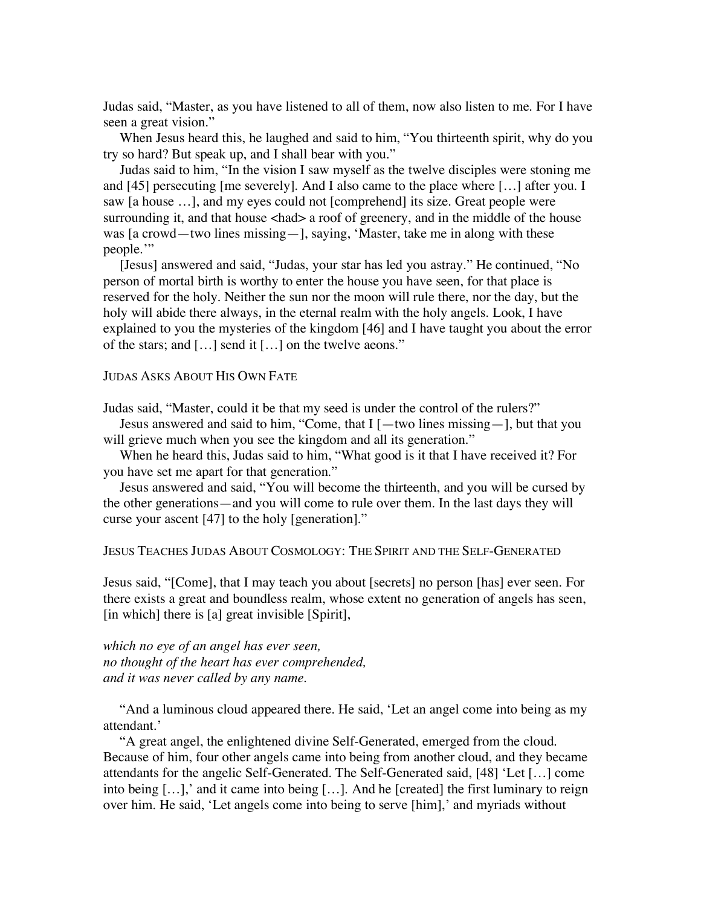Judas said, "Master, as you have listened to all of them, now also listen to me. For I have seen a great vision."

When Jesus heard this, he laughed and said to him, "You thirteenth spirit, why do you try so hard? But speak up, and I shall bear with you."

Judas said to him, "In the vision I saw myself as the twelve disciples were stoning me and [45] persecuting [me severely]. And I also came to the place where […] after you. I saw [a house …], and my eyes could not [comprehend] its size. Great people were surrounding it, and that house <had> a roof of greenery, and in the middle of the house was [a crowd—two lines missing—], saying, 'Master, take me in along with these people.'"

[Jesus] answered and said, "Judas, your star has led you astray." He continued, "No person of mortal birth is worthy to enter the house you have seen, for that place is reserved for the holy. Neither the sun nor the moon will rule there, nor the day, but the holy will abide there always, in the eternal realm with the holy angels. Look, I have explained to you the mysteries of the kingdom [46] and I have taught you about the error of the stars; and […] send it […] on the twelve aeons."

### Judas Asks About His Own Fate

Judas said, "Master, could it be that my seed is under the control of the rulers?"

Jesus answered and said to him, "Come, that I [—two lines missing—], but that you will grieve much when you see the kingdom and all its generation."

When he heard this, Judas said to him, "What good is it that I have received it? For you have set me apart for that generation."

Jesus answered and said, "You will become the thirteenth, and you will be cursed by the other generations—and you will come to rule over them. In the last days they will curse your ascent [47] to the holy [generation]."

### Jesus Teaches Judas About Cosmology: The Spirit and the Self-Generated

Jesus said, "[Come], that I may teach you about [secrets] no person [has] ever seen. For there exists a great and boundless realm, whose extent no generation of angels has seen, [in which] there is [a] great invisible [Spirit],

*which no eye of an angel has ever seen,*
*no thought of the heart has ever comprehended,*
*and it was never called by any name.*

"And a luminous cloud appeared there. He said, 'Let an angel come into being as my attendant.'

"A great angel, the enlightened divine Self-Generated, emerged from the cloud. Because of him, four other angels came into being from another cloud, and they became attendants for the angelic Self-Generated. The Self-Generated said, [48] 'Let […] come into being […],' and it came into being […]. And he [created] the first luminary to reign over him. He said, 'Let angels come into being to serve [him],' and myriads without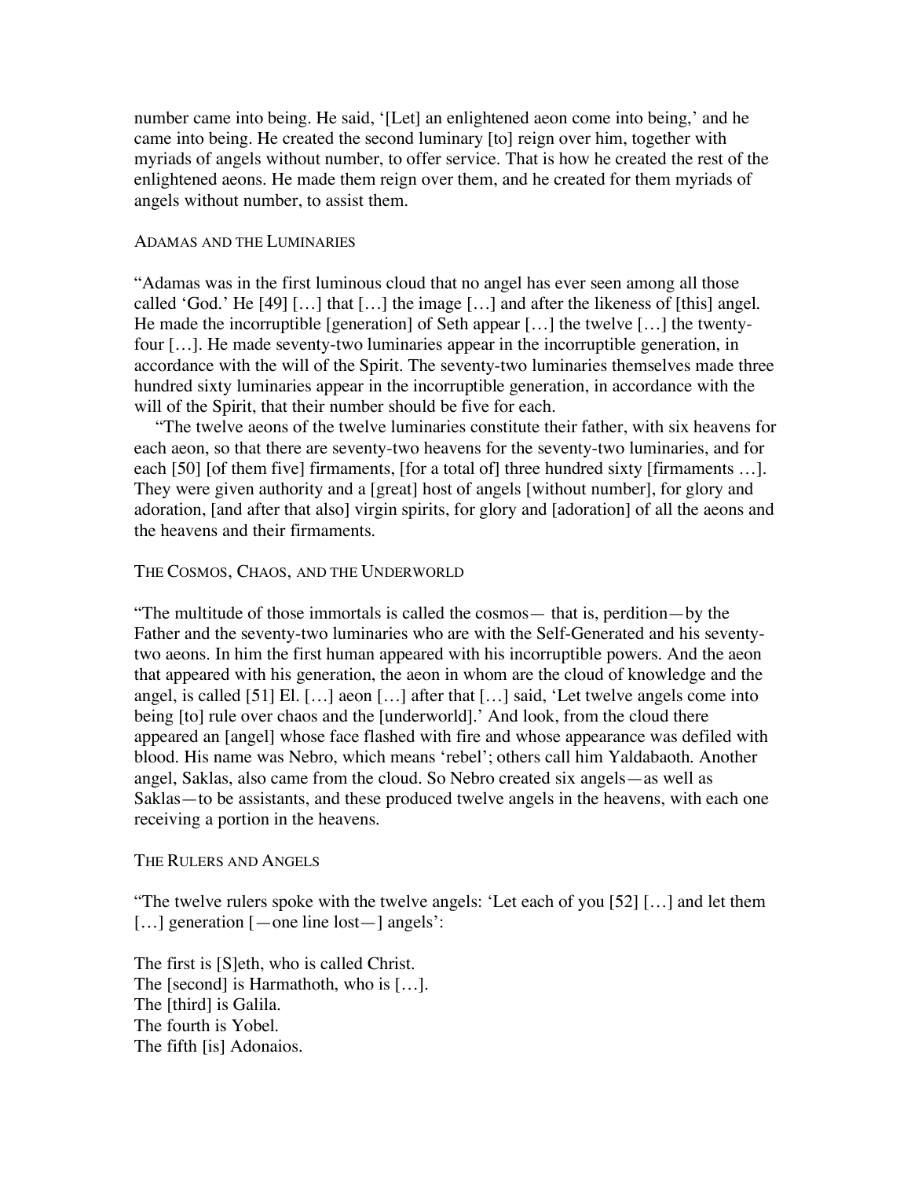number came into being. He said, '[Let] an enlightened aeon come into being,' and he came into being. He created the second luminary [to] reign over him, together with myriads of angels without number, to offer service. That is how he created the rest of the enlightened aeons. He made them reign over them, and he created for them myriads of angels without number, to assist them.

## Adamas and the Luminaries

"Adamas was in the first luminous cloud that no angel has ever seen among all those called 'God.' He [49] […] that […] the image […] and after the likeness of [this] angel. He made the incorruptible [generation] of Seth appear […] the twelve […] the twenty-four […]. He made seventy-two luminaries appear in the incorruptible generation, in accordance with the will of the Spirit. The seventy-two luminaries themselves made three hundred sixty luminaries appear in the incorruptible generation, in accordance with the will of the Spirit, that their number should be five for each.

"The twelve aeons of the twelve luminaries constitute their father, with six heavens for each aeon, so that there are seventy-two heavens for the seventy-two luminaries, and for each [50] [of them five] firmaments, [for a total of] three hundred sixty [firmaments …]. They were given authority and a [great] host of angels [without number], for glory and adoration, [and after that also] virgin spirits, for glory and [adoration] of all the aeons and the heavens and their firmaments.

## The Cosmos, Chaos, and the Underworld

"The multitude of those immortals is called the cosmos— that is, perdition—by the Father and the seventy-two luminaries who are with the Self-Generated and his seventy-two aeons. In him the first human appeared with his incorruptible powers. And the aeon that appeared with his generation, the aeon in whom are the cloud of knowledge and the angel, is called [51] El. […] aeon […] after that […] said, 'Let twelve angels come into being [to] rule over chaos and the [underworld].' And look, from the cloud there appeared an [angel] whose face flashed with fire and whose appearance was defiled with blood. His name was Nebro, which means 'rebel'; others call him Yaldabaoth. Another angel, Saklas, also came from the cloud. So Nebro created six angels—as well as Saklas—to be assistants, and these produced twelve angels in the heavens, with each one receiving a portion in the heavens.

## The Rulers and Angels

"The twelve rulers spoke with the twelve angels: 'Let each of you [52] […] and let them […] generation [—one line lost—] angels':

The first is [S]eth, who is called Christ.  
The [second] is Harmathoth, who is […].  
The [third] is Galila.  
The fourth is Yobel.  
The fifth [is] Adonaios.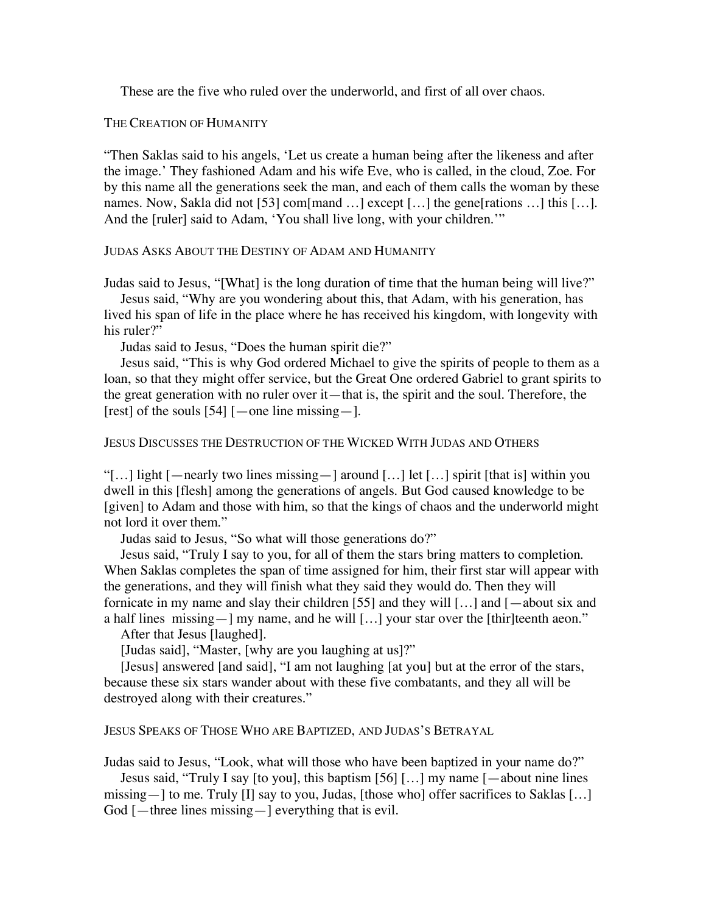These are the five who ruled over the underworld, and first of all over chaos.

## The Creation of Humanity

"Then Saklas said to his angels, 'Let us create a human being after the likeness and after the image.' They fashioned Adam and his wife Eve, who is called, in the cloud, Zoe. For by this name all the generations seek the man, and each of them calls the woman by these names. Now, Sakla did not [53] com[mand …] except […] the gene[rations …] this […]. And the [ruler] said to Adam, 'You shall live long, with your children.'"

## Judas Asks About the Destiny of Adam and Humanity

Judas said to Jesus, "[What] is the long duration of time that the human being will live?"

Jesus said, "Why are you wondering about this, that Adam, with his generation, has lived his span of life in the place where he has received his kingdom, with longevity with his ruler?"

Judas said to Jesus, "Does the human spirit die?"

Jesus said, "This is why God ordered Michael to give the spirits of people to them as a loan, so that they might offer service, but the Great One ordered Gabriel to grant spirits to the great generation with no ruler over it—that is, the spirit and the soul. Therefore, the [rest] of the souls [54] [—one line missing—].

## Jesus Discusses the Destruction of the Wicked With Judas and Others

"[…] light [—nearly two lines missing—] around […] let […] spirit [that is] within you dwell in this [flesh] among the generations of angels. But God caused knowledge to be [given] to Adam and those with him, so that the kings of chaos and the underworld might not lord it over them."

Judas said to Jesus, "So what will those generations do?"

Jesus said, "Truly I say to you, for all of them the stars bring matters to completion. When Saklas completes the span of time assigned for him, their first star will appear with the generations, and they will finish what they said they would do. Then they will fornicate in my name and slay their children [55] and they will […] and [—about six and a half lines missing—] my name, and he will […] your star over the [thir]teenth aeon."

After that Jesus [laughed].

[Judas said], "Master, [why are you laughing at us]?"

[Jesus] answered [and said], "I am not laughing [at you] but at the error of the stars, because these six stars wander about with these five combatants, and they all will be destroyed along with their creatures."

## Jesus Speaks of Those Who are Baptized, and Judas's Betrayal

Judas said to Jesus, "Look, what will those who have been baptized in your name do?"

Jesus said, "Truly I say [to you], this baptism [56] […] my name [—about nine lines missing—] to me. Truly [I] say to you, Judas, [those who] offer sacrifices to Saklas […] God [—three lines missing—] everything that is evil.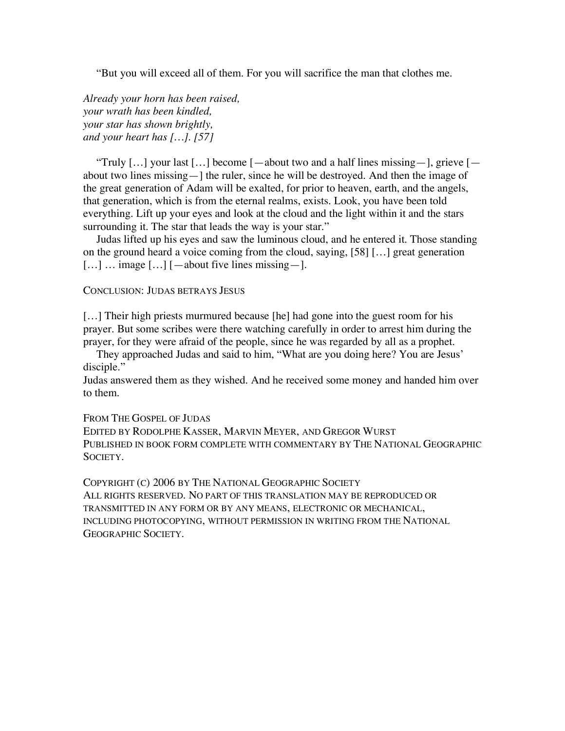"But you will exceed all of them. For you will sacrifice the man that clothes me.

*Already your horn has been raised,*
*your wrath has been kindled,*
*your star has shown brightly,*
*and your heart has […]. [57]*

"Truly […] your last […] become [—about two and a half lines missing—], grieve [—about two lines missing—] the ruler, since he will be destroyed. And then the image of the great generation of Adam will be exalted, for prior to heaven, earth, and the angels, that generation, which is from the eternal realms, exists. Look, you have been told everything. Lift up your eyes and look at the cloud and the light within it and the stars surrounding it. The star that leads the way is your star."

Judas lifted up his eyes and saw the luminous cloud, and he entered it. Those standing on the ground heard a voice coming from the cloud, saying, [58] […] great generation […] … image […] [—about five lines missing—].

## CONCLUSION: JUDAS BETRAYS JESUS

[…] Their high priests murmured because [he] had gone into the guest room for his prayer. But some scribes were there watching carefully in order to arrest him during the prayer, for they were afraid of the people, since he was regarded by all as a prophet.

They approached Judas and said to him, "What are you doing here? You are Jesus' disciple."

Judas answered them as they wished. And he received some money and handed him over to them.

FROM THE GOSPEL OF JUDAS
EDITED BY RODOLPHE KASSER, MARVIN MEYER, AND GREGOR WURST
PUBLISHED IN BOOK FORM COMPLETE WITH COMMENTARY BY THE NATIONAL GEOGRAPHIC SOCIETY.

COPYRIGHT (C) 2006 BY THE NATIONAL GEOGRAPHIC SOCIETY
ALL RIGHTS RESERVED. NO PART OF THIS TRANSLATION MAY BE REPRODUCED OR TRANSMITTED IN ANY FORM OR BY ANY MEANS, ELECTRONIC OR MECHANICAL, INCLUDING PHOTOCOPYING, WITHOUT PERMISSION IN WRITING FROM THE NATIONAL GEOGRAPHIC SOCIETY.